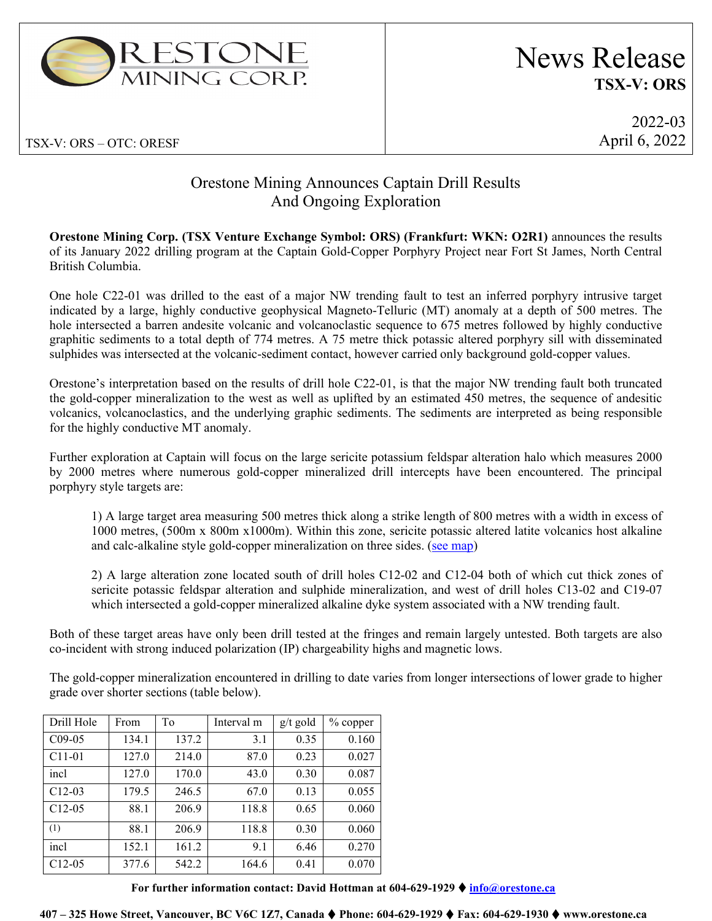ORESTONE MINING CORP.

TSX-V: ORS – OTC: ORESF

# News Release

**TSX-V: ORS**

2022-03
April 6, 2022

## Orestone Mining Announces Captain Drill Results And Ongoing Exploration

**Orestone Mining Corp. (TSX Venture Exchange Symbol: ORS) (Frankfurt: WKN: O2R1)** announces the results of its January 2022 drilling program at the Captain Gold-Copper Porphyry Project near Fort St James, North Central British Columbia.

One hole C22-01 was drilled to the east of a major NW trending fault to test an inferred porphyry intrusive target indicated by a large, highly conductive geophysical Magneto-Telluric (MT) anomaly at a depth of 500 metres. The hole intersected a barren andesite volcanic and volcanoclastic sequence to 675 metres followed by highly conductive graphitic sediments to a total depth of 774 metres. A 75 metre thick potassic altered porphyry sill with disseminated sulphides was intersected at the volcanic-sediment contact, however carried only background gold-copper values.

Orestone's interpretation based on the results of drill hole C22-01, is that the major NW trending fault both truncated the gold-copper mineralization to the west as well as uplifted by an estimated 450 metres, the sequence of andesitic volcanics, volcanoclastics, and the underlying graphic sediments. The sediments are interpreted as being responsible for the highly conductive MT anomaly.

Further exploration at Captain will focus on the large sericite potassium feldspar alteration halo which measures 2000 by 2000 metres where numerous gold-copper mineralized drill intercepts have been encountered. The principal porphyry style targets are:

> 1) A large target area measuring 500 metres thick along a strike length of 800 metres with a width in excess of 1000 metres, (500m x 800m x1000m). Within this zone, sericite potassic altered latite volcanics host alkaline and calc-alkaline style gold-copper mineralization on three sides. (see map)
>
> 2) A large alteration zone located south of drill holes C12-02 and C12-04 both of which cut thick zones of sericite potassic feldspar alteration and sulphide mineralization, and west of drill holes C13-02 and C19-07 which intersected a gold-copper mineralized alkaline dyke system associated with a NW trending fault.

Both of these target areas have only been drill tested at the fringes and remain largely untested. Both targets are also co-incident with strong induced polarization (IP) chargeability highs and magnetic lows.

The gold-copper mineralization encountered in drilling to date varies from longer intersections of lower grade to higher grade over shorter sections (table below).

| Drill Hole | From | To | Interval m | g/t gold | % copper |
|---|---|---|---|---|---|
| C09-05 | 134.1 | 137.2 | 3.1 | 0.35 | 0.160 |
| C11-01 | 127.0 | 214.0 | 87.0 | 0.23 | 0.027 |
| incl | 127.0 | 170.0 | 43.0 | 0.30 | 0.087 |
| C12-03 | 179.5 | 246.5 | 67.0 | 0.13 | 0.055 |
| C12-05 | 88.1 | 206.9 | 118.8 | 0.65 | 0.060 |
| (1) | 88.1 | 206.9 | 118.8 | 0.30 | 0.060 |
| incl | 152.1 | 161.2 | 9.1 | 6.46 | 0.270 |
| C12-05 | 377.6 | 542.2 | 164.6 | 0.41 | 0.070 |

**For further information contact: David Hottman at 604-629-1929 ♦ info@orestone.ca**

**407 – 325 Howe Street, Vancouver, BC V6C 1Z7, Canada ♦ Phone: 604-629-1929 ♦ Fax: 604-629-1930 ♦ www.orestone.ca**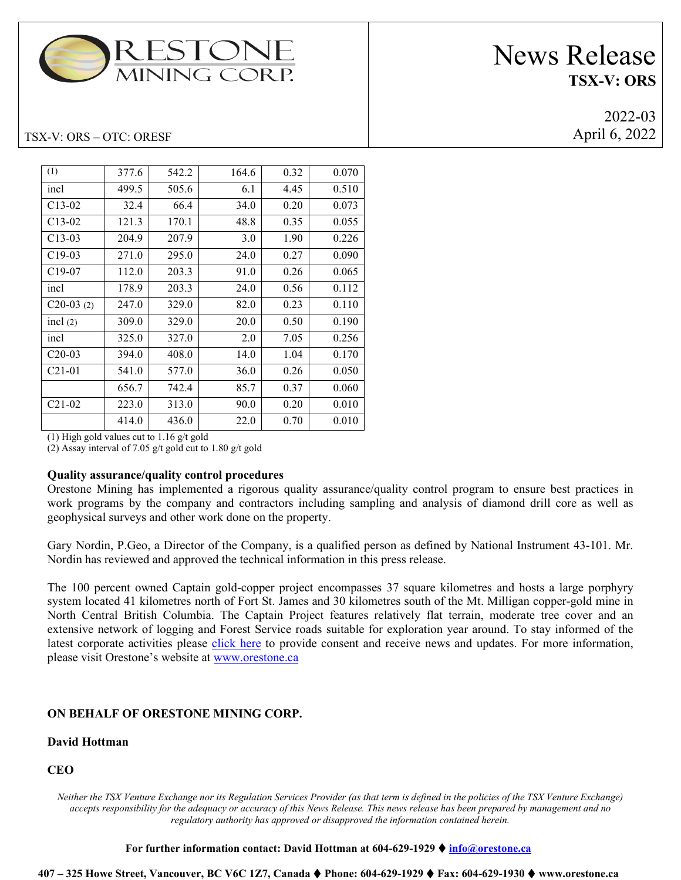| | | | | | |
|---|---|---|---|---|---|
| (1) | 377.6 | 542.2 | 164.6 | 0.32 | 0.070 |
| incl | 499.5 | 505.6 | 6.1 | 4.45 | 0.510 |
| C13-02 | 32.4 | 66.4 | 34.0 | 0.20 | 0.073 |
| C13-02 | 121.3 | 170.1 | 48.8 | 0.35 | 0.055 |
| C13-03 | 204.9 | 207.9 | 3.0 | 1.90 | 0.226 |
| C19-03 | 271.0 | 295.0 | 24.0 | 0.27 | 0.090 |
| C19-07 | 112.0 | 203.3 | 91.0 | 0.26 | 0.065 |
| incl | 178.9 | 203.3 | 24.0 | 0.56 | 0.112 |
| C20-03 (2) | 247.0 | 329.0 | 82.0 | 0.23 | 0.110 |
| incl (2) | 309.0 | 329.0 | 20.0 | 0.50 | 0.190 |
| incl | 325.0 | 327.0 | 2.0 | 7.05 | 0.256 |
| C20-03 | 394.0 | 408.0 | 14.0 | 1.04 | 0.170 |
| C21-01 | 541.0 | 577.0 | 36.0 | 0.26 | 0.050 |
| | 656.7 | 742.4 | 85.7 | 0.37 | 0.060 |
| C21-02 | 223.0 | 313.0 | 90.0 | 0.20 | 0.010 |
| | 414.0 | 436.0 | 22.0 | 0.70 | 0.010 |

(1) High gold values cut to 1.16 g/t gold
(2) Assay interval of 7.05 g/t gold cut to 1.80 g/t gold

**Quality assurance/quality control procedures**

Orestone Mining has implemented a rigorous quality assurance/quality control program to ensure best practices in work programs by the company and contractors including sampling and analysis of diamond drill core as well as geophysical surveys and other work done on the property.

Gary Nordin, P.Geo, a Director of the Company, is a qualified person as defined by National Instrument 43-101. Mr. Nordin has reviewed and approved the technical information in this press release.

The 100 percent owned Captain gold-copper project encompasses 37 square kilometres and hosts a large porphyry system located 41 kilometres north of Fort St. James and 30 kilometres south of the Mt. Milligan copper-gold mine in North Central British Columbia. The Captain Project features relatively flat terrain, moderate tree cover and an extensive network of logging and Forest Service roads suitable for exploration year around. To stay informed of the latest corporate activities please click here to provide consent and receive news and updates. For more information, please visit Orestone's website at www.orestone.ca

**ON BEHALF OF ORESTONE MINING CORP.**

**David Hottman**

**CEO**

*Neither the TSX Venture Exchange nor its Regulation Services Provider (as that term is defined in the policies of the TSX Venture Exchange) accepts responsibility for the adequacy or accuracy of this News Release. This news release has been prepared by management and no regulatory authority has approved or disapproved the information contained herein.*

**For further information contact: David Hottman at 604-629-1929 ♦ info@orestone.ca**

**407 – 325 Howe Street, Vancouver, BC V6C 1Z7, Canada ♦ Phone: 604-629-1929 ♦ Fax: 604-629-1930 ♦ www.orestone.ca**